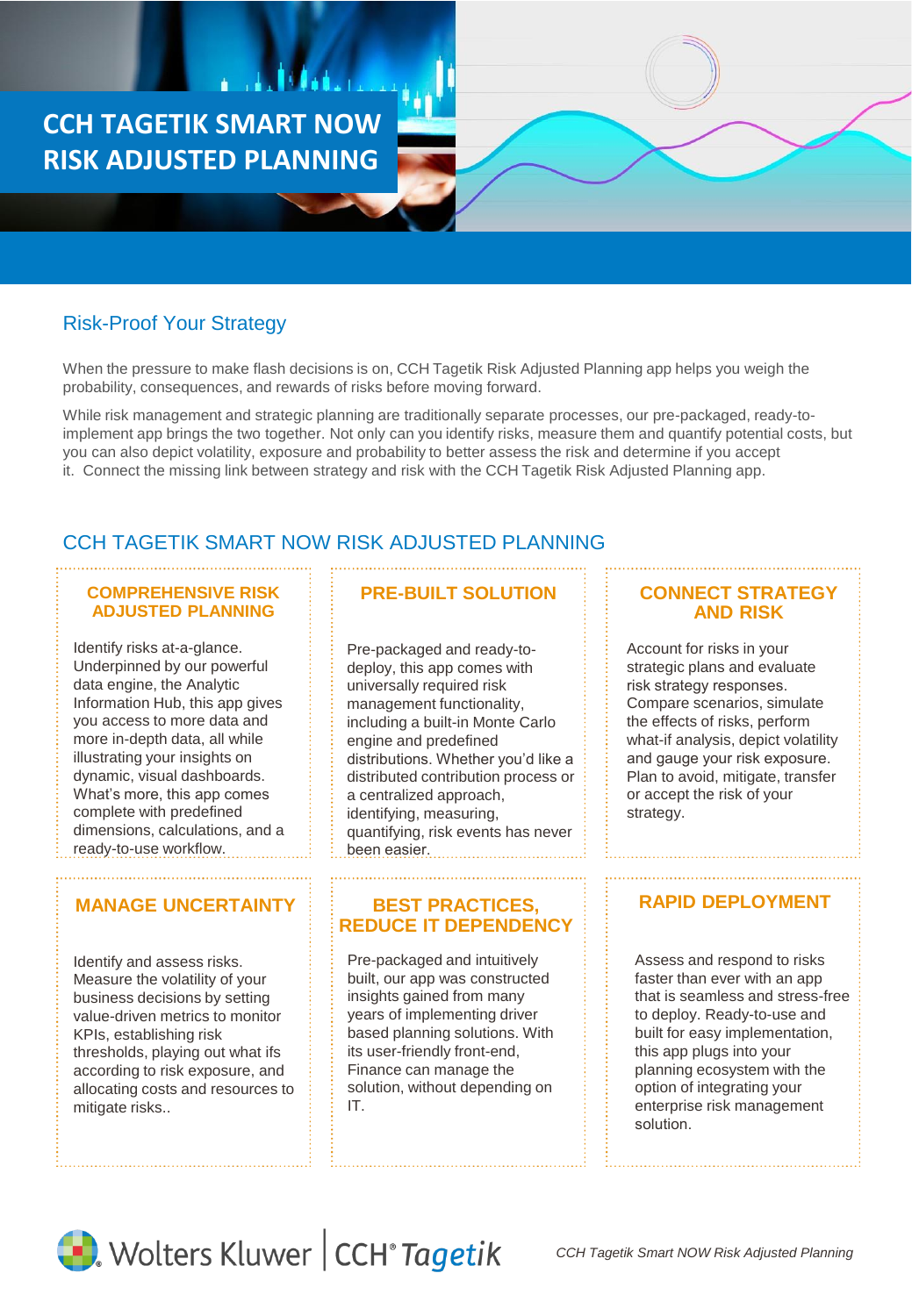# CCH TAGETIK SMART NOW RISK ADJUSTED PLANNING

## Risk-Proof Your Strategy

When the pressure to make flash decisions is on, CCH Tagetik Risk Adjusted Planning app helps you weigh the probability, consequences, and rewards of risks before moving forward.

While risk management and strategic planning are traditionally separate processes, our pre-packaged, ready-to-implement app brings the two together. Not only can you identify risks, measure them and quantify potential costs, but you can also depict volatility, exposure and probability to better assess the risk and determine if you accept it. Connect the missing link between strategy and risk with the CCH Tagetik Risk Adjusted Planning app.

## CCH TAGETIK SMART NOW RISK ADJUSTED PLANNING

### COMPREHENSIVE RISK ADJUSTED PLANNING

Identify risks at-a-glance. Underpinned by our powerful data engine, the Analytic Information Hub, this app gives you access to more data and more in-depth data, all while illustrating your insights on dynamic, visual dashboards. What's more, this app comes complete with predefined dimensions, calculations, and a ready-to-use workflow.

### PRE-BUILT SOLUTION

Pre-packaged and ready-to-deploy, this app comes with universally required risk management functionality, including a built-in Monte Carlo engine and predefined distributions. Whether you'd like a distributed contribution process or a centralized approach, identifying, measuring, quantifying, risk events has never been easier.

### CONNECT STRATEGY AND RISK

Account for risks in your strategic plans and evaluate risk strategy responses. Compare scenarios, simulate the effects of risks, perform what-if analysis, depict volatility and gauge your risk exposure. Plan to avoid, mitigate, transfer or accept the risk of your strategy.

### MANAGE UNCERTAINTY

Identify and assess risks. Measure the volatility of your business decisions by setting value-driven metrics to monitor KPIs, establishing risk thresholds, playing out what ifs according to risk exposure, and allocating costs and resources to mitigate risks..

### BEST PRACTICES, REDUCE IT DEPENDENCY

Pre-packaged and intuitively built, our app was constructed insights gained from many years of implementing driver based planning solutions. With its user-friendly front-end, Finance can manage the solution, without depending on IT.

### RAPID DEPLOYMENT

Assess and respond to risks faster than ever with an app that is seamless and stress-free to deploy. Ready-to-use and built for easy implementation, this app plugs into your planning ecosystem with the option of integrating your enterprise risk management solution.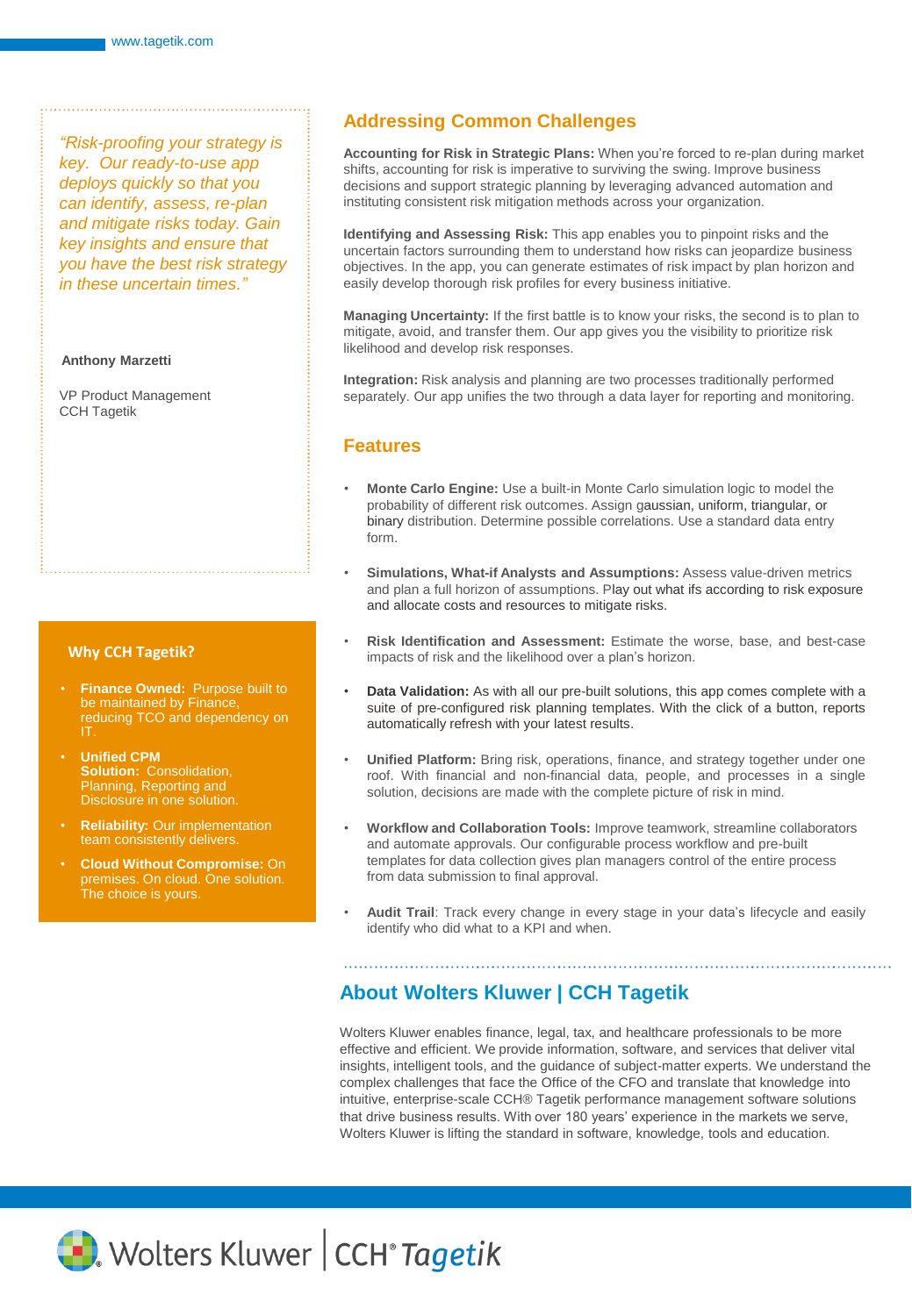*"Risk-proofing your strategy is key. Our ready-to-use app deploys quickly so that you can identify, assess, re-plan and mitigate risks today. Gain key insights and ensure that you have the best risk strategy in these uncertain times."*

**Anthony Marzetti**

VP Product Management
CCH Tagetik

## Why CCH Tagetik?

- **Finance Owned:** Purpose built to be maintained by Finance, reducing TCO and dependency on IT.
- **Unified CPM Solution:** Consolidation, Planning, Reporting and Disclosure in one solution.
- **Reliability:** Our implementation team consistently delivers.
- **Cloud Without Compromise:** On premises. On cloud. One solution. The choice is yours.

## Addressing Common Challenges

**Accounting for Risk in Strategic Plans:** When you're forced to re-plan during market shifts, accounting for risk is imperative to surviving the swing. Improve business decisions and support strategic planning by leveraging advanced automation and instituting consistent risk mitigation methods across your organization.

**Identifying and Assessing Risk:** This app enables you to pinpoint risks and the uncertain factors surrounding them to understand how risks can jeopardize business objectives. In the app, you can generate estimates of risk impact by plan horizon and easily develop thorough risk profiles for every business initiative.

**Managing Uncertainty:** If the first battle is to know your risks, the second is to plan to mitigate, avoid, and transfer them. Our app gives you the visibility to prioritize risk likelihood and develop risk responses.

**Integration:** Risk analysis and planning are two processes traditionally performed separately. Our app unifies the two through a data layer for reporting and monitoring.

## Features

- **Monte Carlo Engine:** Use a built-in Monte Carlo simulation logic to model the probability of different risk outcomes. Assign gaussian, uniform, triangular, or binary distribution. Determine possible correlations. Use a standard data entry form.
- **Simulations, What-if Analysts and Assumptions:** Assess value-driven metrics and plan a full horizon of assumptions. Play out what ifs according to risk exposure and allocate costs and resources to mitigate risks.
- **Risk Identification and Assessment:** Estimate the worse, base, and best-case impacts of risk and the likelihood over a plan's horizon.
- **Data Validation:** As with all our pre-built solutions, this app comes complete with a suite of pre-configured risk planning templates. With the click of a button, reports automatically refresh with your latest results.
- **Unified Platform:** Bring risk, operations, finance, and strategy together under one roof. With financial and non-financial data, people, and processes in a single solution, decisions are made with the complete picture of risk in mind.
- **Workflow and Collaboration Tools:** Improve teamwork, streamline collaborators and automate approvals. Our configurable process workflow and pre-built templates for data collection gives plan managers control of the entire process from data submission to final approval.
- **Audit Trail**: Track every change in every stage in your data's lifecycle and easily identify who did what to a KPI and when.

## About Wolters Kluwer | CCH Tagetik

Wolters Kluwer enables finance, legal, tax, and healthcare professionals to be more effective and efficient. We provide information, software, and services that deliver vital insights, intelligent tools, and the guidance of subject-matter experts. We understand the complex challenges that face the Office of the CFO and translate that knowledge into intuitive, enterprise-scale CCH® Tagetik performance management software solutions that drive business results. With over 180 years' experience in the markets we serve, Wolters Kluwer is lifting the standard in software, knowledge, tools and education.

Wolters Kluwer | CCH® Tagetik